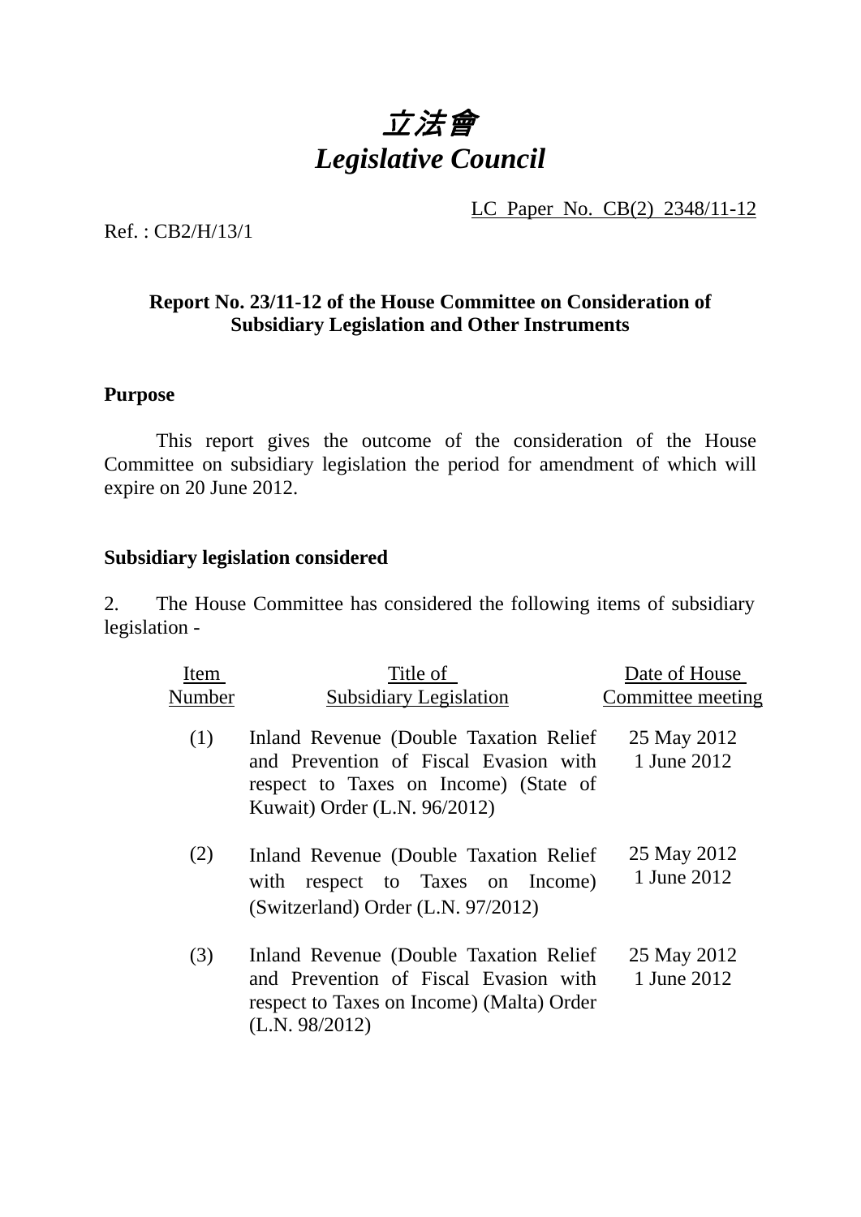# 立法會
# *Legislative Council*

LC Paper No. CB(2) 2348/11-12

Ref. : CB2/H/13/1

**Report No. 23/11-12 of the House Committee on Consideration of Subsidiary Legislation and Other Instruments**

## Purpose

This report gives the outcome of the consideration of the House Committee on subsidiary legislation the period for amendment of which will expire on 20 June 2012.

## Subsidiary legislation considered

2. The House Committee has considered the following items of subsidiary legislation -

| Item Number | Title of Subsidiary Legislation | Date of House Committee meeting |
|---|---|---|
| (1) | Inland Revenue (Double Taxation Relief and Prevention of Fiscal Evasion with respect to Taxes on Income) (State of Kuwait) Order (L.N. 96/2012) | 25 May 2012<br>1 June 2012 |
| (2) | Inland Revenue (Double Taxation Relief with respect to Taxes on Income) (Switzerland) Order (L.N. 97/2012) | 25 May 2012<br>1 June 2012 |
| (3) | Inland Revenue (Double Taxation Relief and Prevention of Fiscal Evasion with respect to Taxes on Income) (Malta) Order (L.N. 98/2012) | 25 May 2012<br>1 June 2012 |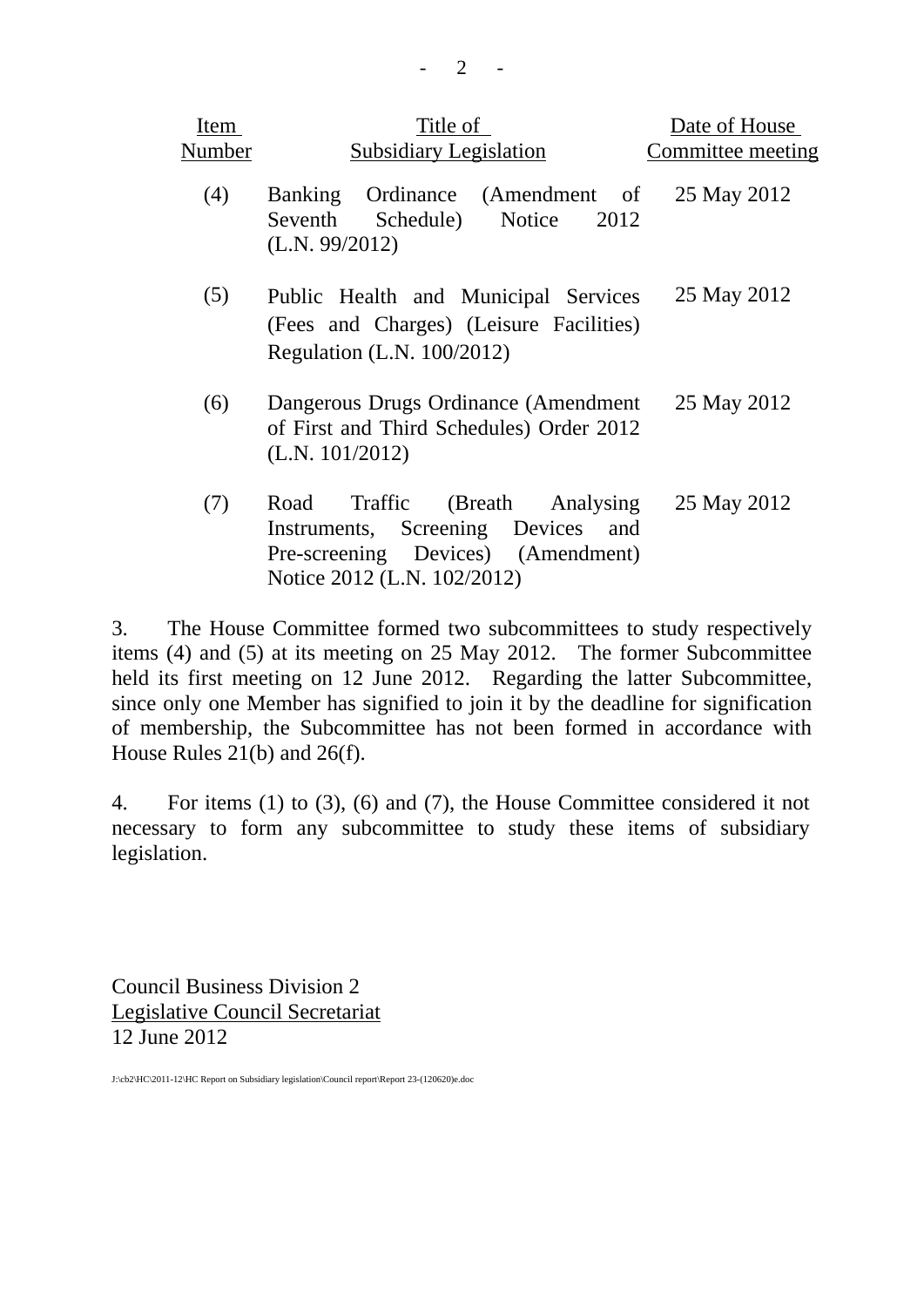| Item Number | Title of Subsidiary Legislation | Date of House Committee meeting |
|---|---|---|
| (4) | Banking Ordinance (Amendment of Seventh Schedule) Notice 2012 (L.N. 99/2012) | 25 May 2012 |
| (5) | Public Health and Municipal Services (Fees and Charges) (Leisure Facilities) Regulation (L.N. 100/2012) | 25 May 2012 |
| (6) | Dangerous Drugs Ordinance (Amendment of First and Third Schedules) Order 2012 (L.N. 101/2012) | 25 May 2012 |
| (7) | Road Traffic (Breath Analysing Instruments, Screening Devices and Pre-screening Devices) (Amendment) Notice 2012 (L.N. 102/2012) | 25 May 2012 |

3. The House Committee formed two subcommittees to study respectively items (4) and (5) at its meeting on 25 May 2012. The former Subcommittee held its first meeting on 12 June 2012. Regarding the latter Subcommittee, since only one Member has signified to join it by the deadline for signification of membership, the Subcommittee has not been formed in accordance with House Rules 21(b) and 26(f).

4. For items (1) to (3), (6) and (7), the House Committee considered it not necessary to form any subcommittee to study these items of subsidiary legislation.

Council Business Division 2
Legislative Council Secretariat
12 June 2012

J:\cb2\HC\2011-12\HC Report on Subsidiary legislation\Council report\Report 23-(120620)e.doc